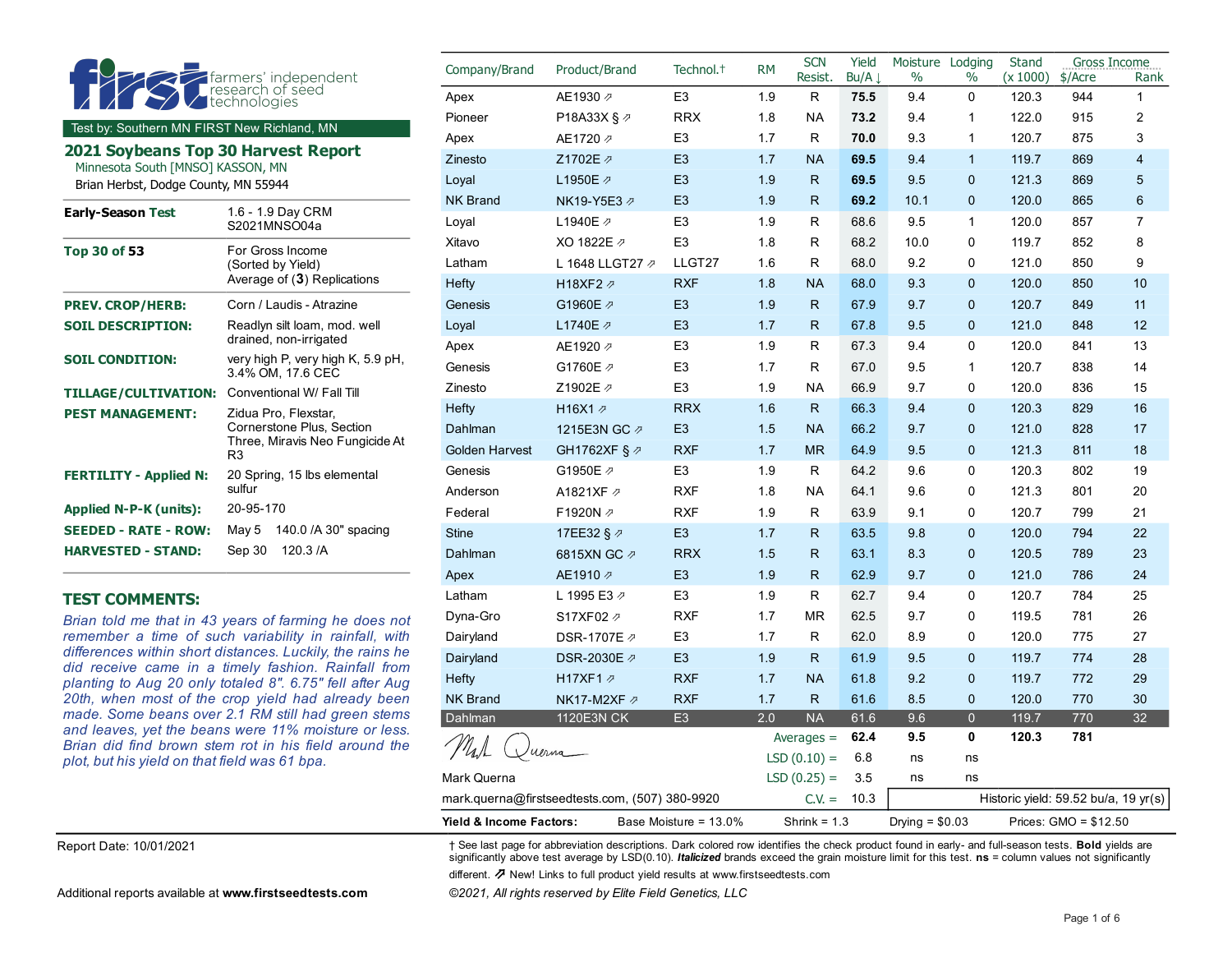**first** farmers' independent research of seed technologies

Test by: Southern MN FIRST New Richland, MN

## 2021 Soybeans Top 30 Harvest Report

Minnesota South [MNSO] KASSON, MN

Brian Herbst, Dodge County, MN 55944

| | |
|---|---|
| **Early-Season Test** | 1.6 - 1.9 Day CRM S2021MNSO04a |
| **Top 30 of 53** | For Gross Income (Sorted by Yield) Average of (**3**) Replications |
| **PREV. CROP/HERB:** | Corn / Laudis - Atrazine |
| **SOIL DESCRIPTION:** | Readlyn silt loam, mod. well drained, non-irrigated |
| **SOIL CONDITION:** | very high P, very high K, 5.9 pH, 3.4% OM, 17.6 CEC |
| **TILLAGE/CULTIVATION:** | Conventional W/ Fall Till |
| **PEST MANAGEMENT:** | Zidua Pro, Flexstar, Cornerstone Plus, Section Three, Miravis Neo Fungicide At R3 |
| **FERTILITY - Applied N:** | 20 Spring, 15 lbs elemental sulfur |
| **Applied N-P-K (units):** | 20-95-170 |
| **SEEDED - RATE - ROW:** | May 5 140.0 /A 30" spacing |
| **HARVESTED - STAND:** | Sep 30 120.3 /A |

### TEST COMMENTS:

*Brian told me that in 43 years of farming he does not remember a time of such variability in rainfall, with differences within short distances. Luckily, the rains he did receive came in a timely fashion. Rainfall from planting to Aug 20 only totaled 8". 6.75" fell after Aug 20th, when most of the crop yield had already been made. Some beans over 2.1 RM still had green stems and leaves, yet the beans were 11% moisture or less. Brian did find brown stem rot in his field around the plot, but his yield on that field was 61 bpa.*

| Company/Brand | Product/Brand | Technol.† | RM | SCN Resist. | Yield Bu/A ↓ | Moisture % | Lodging % | Stand (x 1000) | Gross Income $/Acre | Rank |
|---|---|---|---|---|---|---|---|---|---|---|
| Apex | AE1930 ⇗ | E3 | 1.9 | R | **75.5** | 9.4 | 0 | 120.3 | 944 | 1 |
| Pioneer | P18A33X § ⇗ | RRX | 1.8 | NA | **73.2** | 9.4 | 1 | 122.0 | 915 | 2 |
| Apex | AE1720 ⇗ | E3 | 1.7 | R | **70.0** | 9.3 | 1 | 120.7 | 875 | 3 |
| Zinesto | Z1702E ⇗ | E3 | 1.7 | NA | **69.5** | 9.4 | 1 | 119.7 | 869 | 4 |
| Loyal | L1950E ⇗ | E3 | 1.9 | R | **69.5** | 9.5 | 0 | 121.3 | 869 | 5 |
| NK Brand | NK19-Y5E3 ⇗ | E3 | 1.9 | R | **69.2** | 10.1 | 0 | 120.0 | 865 | 6 |
| Loyal | L1940E ⇗ | E3 | 1.9 | R | 68.6 | 9.5 | 1 | 120.0 | 857 | 7 |
| Xitavo | XO 1822E ⇗ | E3 | 1.8 | R | 68.2 | 10.0 | 0 | 119.7 | 852 | 8 |
| Latham | L 1648 LLGT27 ⇗ | LLGT27 | 1.6 | R | 68.0 | 9.2 | 0 | 121.0 | 850 | 9 |
| Hefty | H18XF2 ⇗ | RXF | 1.8 | NA | 68.0 | 9.3 | 0 | 120.0 | 850 | 10 |
| Genesis | G1960E ⇗ | E3 | 1.9 | R | 67.9 | 9.7 | 0 | 120.7 | 849 | 11 |
| Loyal | L1740E ⇗ | E3 | 1.7 | R | 67.8 | 9.5 | 0 | 121.0 | 848 | 12 |
| Apex | AE1920 ⇗ | E3 | 1.9 | R | 67.3 | 9.4 | 0 | 120.0 | 841 | 13 |
| Genesis | G1760E ⇗ | E3 | 1.7 | R | 67.0 | 9.5 | 1 | 120.7 | 838 | 14 |
| Zinesto | Z1902E ⇗ | E3 | 1.9 | NA | 66.9 | 9.7 | 0 | 120.0 | 836 | 15 |
| Hefty | H16X1 ⇗ | RRX | 1.6 | R | 66.3 | 9.4 | 0 | 120.3 | 829 | 16 |
| Dahlman | 1215E3N GC ⇗ | E3 | 1.5 | NA | 66.2 | 9.7 | 0 | 121.0 | 828 | 17 |
| Golden Harvest | GH1762XF § ⇗ | RXF | 1.7 | MR | 64.9 | 9.5 | 0 | 121.3 | 811 | 18 |
| Genesis | G1950E ⇗ | E3 | 1.9 | R | 64.2 | 9.6 | 0 | 120.3 | 802 | 19 |
| Anderson | A1821XF ⇗ | RXF | 1.8 | NA | 64.1 | 9.6 | 0 | 121.3 | 801 | 20 |
| Federal | F1920N ⇗ | RXF | 1.9 | R | 63.9 | 9.1 | 0 | 120.7 | 799 | 21 |
| Stine | 17EE32 § ⇗ | E3 | 1.7 | R | 63.5 | 9.8 | 0 | 120.0 | 794 | 22 |
| Dahlman | 6815XN GC ⇗ | RRX | 1.5 | R | 63.1 | 8.3 | 0 | 120.5 | 789 | 23 |
| Apex | AE1910 ⇗ | E3 | 1.9 | R | 62.9 | 9.7 | 0 | 121.0 | 786 | 24 |
| Latham | L 1995 E3 ⇗ | E3 | 1.9 | R | 62.7 | 9.4 | 0 | 120.7 | 784 | 25 |
| Dyna-Gro | S17XF02 ⇗ | RXF | 1.7 | MR | 62.5 | 9.7 | 0 | 119.5 | 781 | 26 |
| Dairyland | DSR-1707E ⇗ | E3 | 1.7 | R | 62.0 | 8.9 | 0 | 120.0 | 775 | 27 |
| Dairyland | DSR-2030E ⇗ | E3 | 1.9 | R | 61.9 | 9.5 | 0 | 119.7 | 774 | 28 |
| Hefty | H17XF1 ⇗ | RXF | 1.7 | NA | 61.8 | 9.2 | 0 | 119.7 | 772 | 29 |
| NK Brand | NK17-M2XF ⇗ | RXF | 1.7 | R | 61.6 | 8.5 | 0 | 120.0 | 770 | 30 |
| Dahlman | 1120E3N CK | E3 | 2.0 | NA | 61.6 | 9.6 | 0 | 119.7 | 770 | 32 |
| | | | | Averages = | **62.4** | **9.5** | **0** | **120.3** | **781** | |
| | | | | LSD (0.10) = | 6.8 | ns | ns | | | |
| | | | | LSD (0.25) = | 3.5 | ns | ns | | | |
| | | | | C.V. = | 10.3 | | | | | |

Historic yield: 59.52 bu/a, 19 yr(s)

Mark Querna
mark.querna@firstseedtests.com, (507) 380-9920

**Yield & Income Factors:** Base Moisture = 13.0% Shrink = 1.3 Drying = $0.03 Prices: GMO = $12.50

Report Date: 10/01/2021

Additional reports available at **www.firstseedtests.com**

† See last page for abbreviation descriptions. Dark colored row identifies the check product found in early- and full-season tests. **Bold** yields are significantly above test average by LSD(0.10). ***Italicized*** brands exceed the grain moisture limit for this test. **ns** = column values not significantly different. ⇗ New! Links to full product yield results at www.firstseedtests.com

*©2021, All rights reserved by Elite Field Genetics, LLC*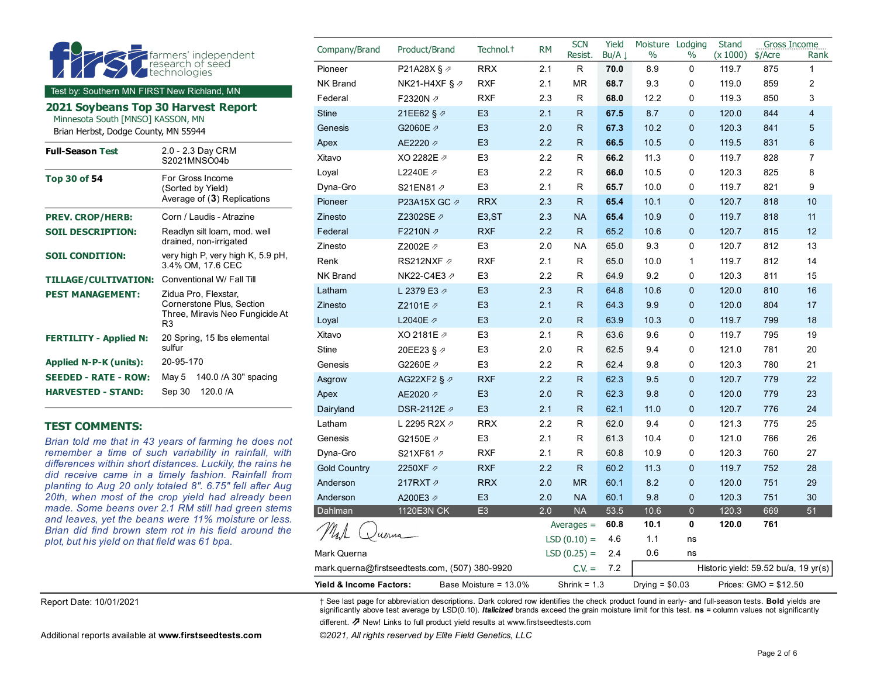**first** farmers' independent research of seed technologies

Test by: Southern MN FIRST New Richland, MN

## 2021 Soybeans Top 30 Harvest Report

Minnesota South [MNSO] KASSON, MN

Brian Herbst, Dodge County, MN 55944

| | |
|---|---|
| **Full-Season Test** | 2.0 - 2.3 Day CRM S2021MNSO04b |
| **Top 30 of 54** | For Gross Income (Sorted by Yield) Average of (**3**) Replications |
| **PREV. CROP/HERB:** | Corn / Laudis - Atrazine |
| **SOIL DESCRIPTION:** | Readlyn silt loam, mod. well drained, non-irrigated |
| **SOIL CONDITION:** | very high P, very high K, 5.9 pH, 3.4% OM, 17.6 CEC |
| **TILLAGE/CULTIVATION:** | Conventional W/ Fall Till |
| **PEST MANAGEMENT:** | Zidua Pro, Flexstar, Cornerstone Plus, Section Three, Miravis Neo Fungicide At R3 |
| **FERTILITY - Applied N:** | 20 Spring, 15 lbs elemental sulfur |
| **Applied N-P-K (units):** | 20-95-170 |
| **SEEDED - RATE - ROW:** | May 5 140.0 /A 30" spacing |
| **HARVESTED - STAND:** | Sep 30 120.0 /A |

### TEST COMMENTS:

*Brian told me that in 43 years of farming he does not remember a time of such variability in rainfall, with differences within short distances. Luckily, the rains he did receive came in a timely fashion. Rainfall from planting to Aug 20 only totaled 8". 6.75" fell after Aug 20th, when most of the crop yield had already been made. Some beans over 2.1 RM still had green stems and leaves, yet the beans were 11% moisture or less. Brian did find brown stem rot in his field around the plot, but his yield on that field was 61 bpa.*

| Company/Brand | Product/Brand | Technol.† | RM | SCN Resist. | Yield Bu/A ↓ | Moisture % | Lodging % | Stand (x 1000) | Gross Income $/Acre | Rank |
|---|---|---|---|---|---|---|---|---|---|---|
| Pioneer | P21A28X § ⇗ | RRX | 2.1 | R | **70.0** | 8.9 | 0 | 119.7 | 875 | 1 |
| NK Brand | NK21-H4XF § ⇗ | RXF | 2.1 | MR | **68.7** | 9.3 | 0 | 119.0 | 859 | 2 |
| Federal | F2320N ⇗ | RXF | 2.3 | R | **68.0** | 12.2 | 0 | 119.3 | 850 | 3 |
| Stine | 21EE62 § ⇗ | E3 | 2.1 | R | **67.5** | 8.7 | 0 | 120.0 | 844 | 4 |
| Genesis | G2060E ⇗ | E3 | 2.0 | R | **67.3** | 10.2 | 0 | 120.3 | 841 | 5 |
| Apex | AE2220 ⇗ | E3 | 2.2 | R | **66.5** | 10.5 | 0 | 119.5 | 831 | 6 |
| Xitavo | XO 2282E ⇗ | E3 | 2.2 | R | **66.2** | 11.3 | 0 | 119.7 | 828 | 7 |
| Loyal | L2240E ⇗ | E3 | 2.2 | R | **66.0** | 10.5 | 0 | 120.3 | 825 | 8 |
| Dyna-Gro | S21EN81 ⇗ | E3 | 2.1 | R | **65.7** | 10.0 | 0 | 119.7 | 821 | 9 |
| Pioneer | P23A15X GC ⇗ | RRX | 2.3 | R | **65.4** | 10.1 | 0 | 120.7 | 818 | 10 |
| Zinesto | Z2302SE ⇗ | E3,ST | 2.3 | NA | **65.4** | 10.9 | 0 | 119.7 | 818 | 11 |
| Federal | F2210N ⇗ | RXF | 2.2 | R | **65.2** | 10.6 | 0 | 120.7 | 815 | 12 |
| Zinesto | Z2002E ⇗ | E3 | 2.0 | NA | 65.0 | 9.3 | 0 | 120.7 | 812 | 13 |
| Renk | RS212NXF ⇗ | RXF | 2.1 | R | 65.0 | 10.0 | 1 | 119.7 | 812 | 14 |
| NK Brand | NK22-C4E3 ⇗ | E3 | 2.2 | R | 64.9 | 9.2 | 0 | 120.3 | 811 | 15 |
| Latham | L 2379 E3 ⇗ | E3 | 2.3 | R | 64.8 | 10.6 | 0 | 120.0 | 810 | 16 |
| Zinesto | Z2101E ⇗ | E3 | 2.1 | R | 64.3 | 9.9 | 0 | 120.0 | 804 | 17 |
| Loyal | L2040E ⇗ | E3 | 2.0 | R | 63.9 | 10.3 | 0 | 119.7 | 799 | 18 |
| Xitavo | XO 2181E ⇗ | E3 | 2.1 | R | 63.6 | 9.6 | 0 | 119.7 | 795 | 19 |
| Stine | 20EE23 § ⇗ | E3 | 2.0 | R | 62.5 | 9.4 | 0 | 121.0 | 781 | 20 |
| Genesis | G2260E ⇗ | E3 | 2.2 | R | 62.4 | 9.8 | 0 | 120.3 | 780 | 21 |
| Asgrow | AG22XF2 § ⇗ | RXF | 2.2 | R | 62.3 | 9.5 | 0 | 120.7 | 779 | 22 |
| Apex | AE2020 ⇗ | E3 | 2.0 | R | 62.3 | 9.8 | 0 | 120.0 | 779 | 23 |
| Dairyland | DSR-2112E ⇗ | E3 | 2.1 | R | 62.1 | 11.0 | 0 | 120.7 | 776 | 24 |
| Latham | L 2295 R2X ⇗ | RRX | 2.2 | R | 62.0 | 9.4 | 0 | 121.3 | 775 | 25 |
| Genesis | G2150E ⇗ | E3 | 2.1 | R | 61.3 | 10.4 | 0 | 121.0 | 766 | 26 |
| Dyna-Gro | S21XF61 ⇗ | RXF | 2.1 | R | 60.8 | 10.9 | 0 | 120.3 | 760 | 27 |
| Gold Country | 2250XF ⇗ | RXF | 2.2 | R | 60.2 | 11.3 | 0 | 119.7 | 752 | 28 |
| Anderson | 217RXT ⇗ | RRX | 2.0 | MR | 60.1 | 8.2 | 0 | 120.0 | 751 | 29 |
| Anderson | A200E3 ⇗ | E3 | 2.0 | NA | 60.1 | 9.8 | 0 | 120.3 | 751 | 30 |
| Dahlman | 1120E3N CK | E3 | 2.0 | NA | 53.5 | 10.6 | 0 | 120.3 | 669 | 51 |
| | | | | Averages = | **60.8** | **10.1** | **0** | **120.0** | **761** | |
| | | | | LSD (0.10) = | 4.6 | 1.1 | ns | | | |
| | | | | LSD (0.25) = | 2.4 | 0.6 | ns | | | |
| | | | | C.V. = | 7.2 | | | Historic yield: 59.52 bu/a, 19 yr(s) | | |

Mark Querna

mark.querna@firstseedtests.com, (507) 380-9920

**Yield & Income Factors:** Base Moisture = 13.0% Shrink = 1.3 Drying = $0.03 Prices: GMO = $12.50

Report Date: 10/01/2021

† See last page for abbreviation descriptions. Dark colored row identifies the check product found in early- and full-season tests. **Bold** yields are significantly above test average by LSD(0.10). ***Italicized*** brands exceed the grain moisture limit for this test. **ns** = column values not significantly different. ⇗ New! Links to full product yield results at www.firstseedtests.com

Additional reports available at **www.firstseedtests.com**

*©2021, All rights reserved by Elite Field Genetics, LLC*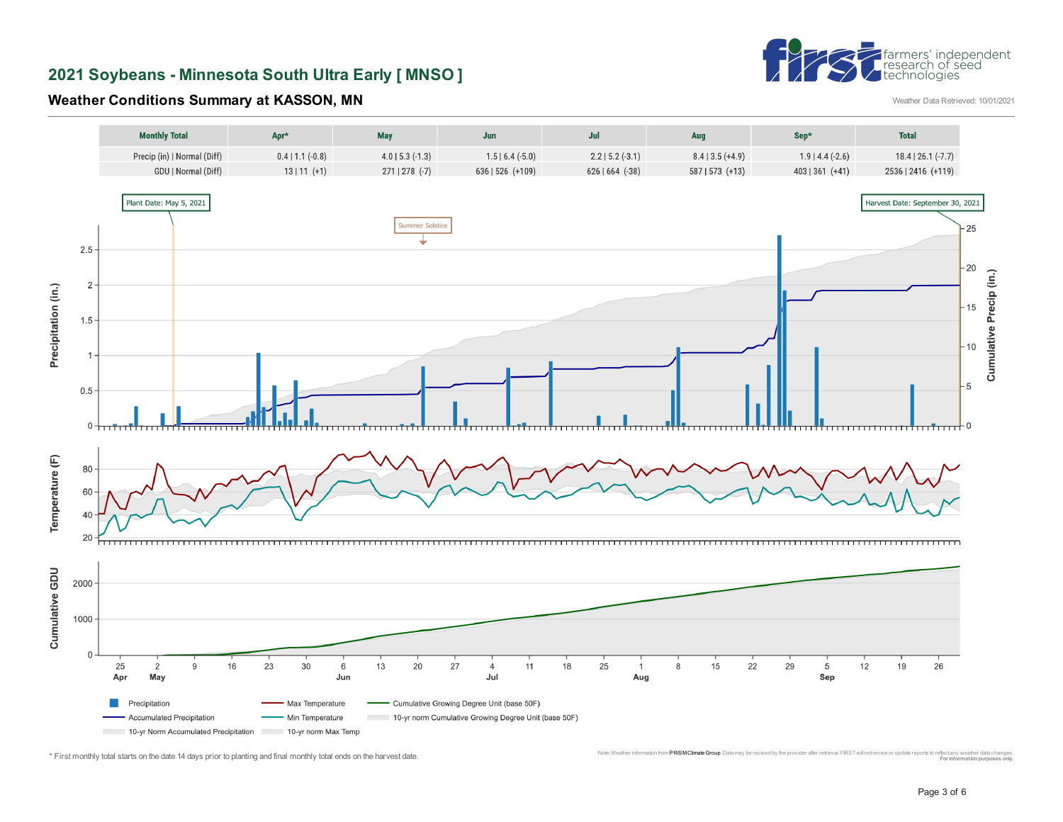## 2021 Soybeans - Minnesota South Ultra Early [ MNSO ]

### Weather Conditions Summary at KASSON, MN

Weather Data Retrieved: 10/01/2021

| Monthly Total | Apr* | May | Jun | Jul | Aug | Sep* | Total |
|---|---|---|---|---|---|---|---|
| Precip (in) \| Normal (Diff) | 0.4 \| 1.1 (-0.8) | 4.0 \| 5.3 (-1.3) | 1.5 \| 6.4 (-5.0) | 2.2 \| 5.2 (-3.1) | 8.4 \| 3.5 (+4.9) | 1.9 \| 4.4 (-2.6) | 18.4 \| 26.1 (-7.7) |
| GDU \| Normal (Diff) | 13 \| 11 (+1) | 271 \| 278 (-7) | 636 \| 526 (+109) | 626 \| 664 (-38) | 587 \| 573 (+13) | 403 \| 361 (+41) | 2536 \| 2416 (+119) |

Plant Date: May 5, 2021

Harvest Date: September 30, 2021

Summer Solstice

Legend: Precipitation; Accumulated Precipitation; 10-yr Norm Accumulated Precipitation; Max Temperature; Min Temperature; 10-yr norm Max Temp; Cumulative Growing Degree Unit (base 50F); 10-yr norm Cumulative Growing Degree Unit (base 50F)

\* First monthly total starts on the date 14 days prior to planting and final monthly total ends on the harvest date.

Note: Weather information from PRISM Climate Group. Data may be revised by the provider after retrieval. FIRST will not revise or update reports to reflect any weather data changes. For information purposes only.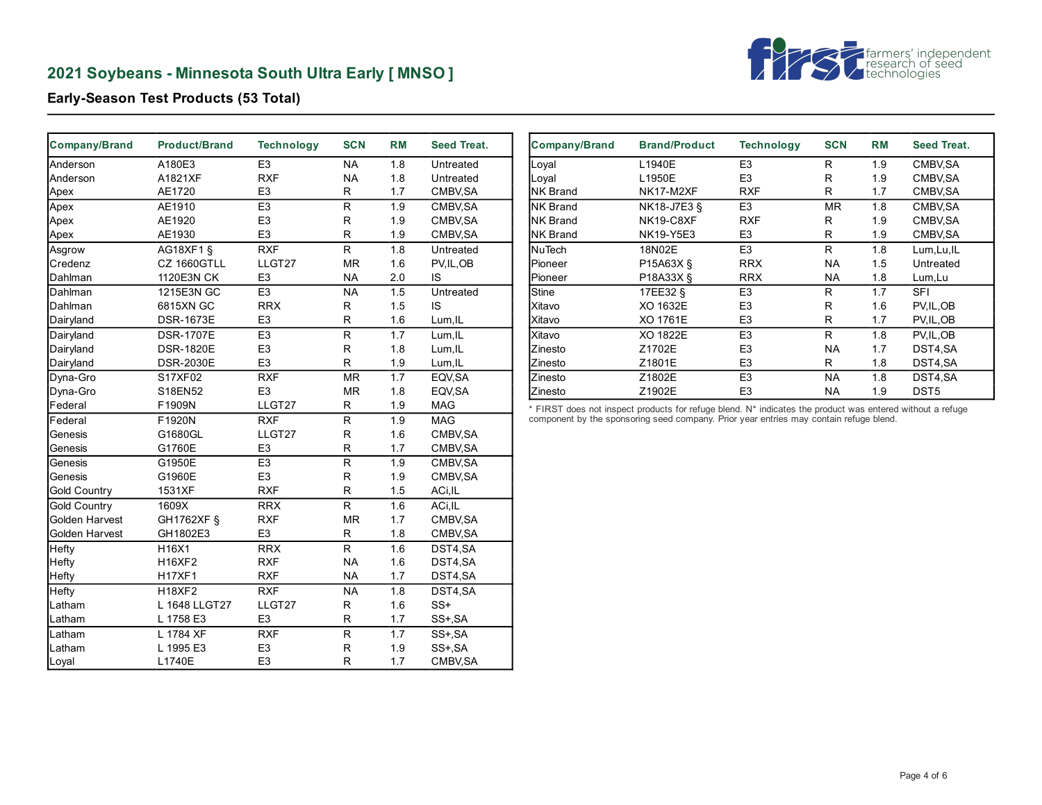## 2021 Soybeans - Minnesota South Ultra Early [ MNSO ]

### Early-Season Test Products (53 Total)

| Company/Brand | Product/Brand | Technology | SCN | RM | Seed Treat. |
|---|---|---|---|---|---|
| Anderson | A180E3 | E3 | NA | 1.8 | Untreated |
| Anderson | A1821XF | RXF | NA | 1.8 | Untreated |
| Apex | AE1720 | E3 | R | 1.7 | CMBV,SA |
| Apex | AE1910 | E3 | R | 1.9 | CMBV,SA |
| Apex | AE1920 | E3 | R | 1.9 | CMBV,SA |
| Apex | AE1930 | E3 | R | 1.9 | CMBV,SA |
| Asgrow | AG18XF1 § | RXF | R | 1.8 | Untreated |
| Credenz | CZ 1660GTLL | LLGT27 | MR | 1.6 | PV,IL,OB |
| Dahlman | 1120E3N CK | E3 | NA | 2.0 | IS |
| Dahlman | 1215E3N GC | E3 | NA | 1.5 | Untreated |
| Dahlman | 6815XN GC | RRX | R | 1.5 | IS |
| Dairyland | DSR-1673E | E3 | R | 1.6 | Lum,IL |
| Dairyland | DSR-1707E | E3 | R | 1.7 | Lum,IL |
| Dairyland | DSR-1820E | E3 | R | 1.8 | Lum,IL |
| Dairyland | DSR-2030E | E3 | R | 1.9 | Lum,IL |
| Dyna-Gro | S17XF02 | RXF | MR | 1.7 | EQV,SA |
| Dyna-Gro | S18EN52 | E3 | MR | 1.8 | EQV,SA |
| Federal | F1909N | LLGT27 | R | 1.9 | MAG |
| Federal | F1920N | RXF | R | 1.9 | MAG |
| Genesis | G1680GL | LLGT27 | R | 1.6 | CMBV,SA |
| Genesis | G1760E | E3 | R | 1.7 | CMBV,SA |
| Genesis | G1950E | E3 | R | 1.9 | CMBV,SA |
| Genesis | G1960E | E3 | R | 1.9 | CMBV,SA |
| Gold Country | 1531XF | RXF | R | 1.5 | ACi,IL |
| Gold Country | 1609X | RRX | R | 1.6 | ACi,IL |
| Golden Harvest | GH1762XF § | RXF | MR | 1.7 | CMBV,SA |
| Golden Harvest | GH1802E3 | E3 | R | 1.8 | CMBV,SA |
| Hefty | H16X1 | RRX | R | 1.6 | DST4,SA |
| Hefty | H16XF2 | RXF | NA | 1.6 | DST4,SA |
| Hefty | H17XF1 | RXF | NA | 1.7 | DST4,SA |
| Hefty | H18XF2 | RXF | NA | 1.8 | DST4,SA |
| Latham | L 1648 LLGT27 | LLGT27 | R | 1.6 | SS+ |
| Latham | L 1758 E3 | E3 | R | 1.7 | SS+,SA |
| Latham | L 1784 XF | RXF | R | 1.7 | SS+,SA |
| Latham | L 1995 E3 | E3 | R | 1.9 | SS+,SA |
| Loyal | L1740E | E3 | R | 1.7 | CMBV,SA |
| Loyal | L1940E | E3 | R | 1.9 | CMBV,SA |
| Loyal | L1950E | E3 | R | 1.9 | CMBV,SA |
| NK Brand | NK17-M2XF | RXF | R | 1.7 | CMBV,SA |
| NK Brand | NK18-J7E3 § | E3 | MR | 1.8 | CMBV,SA |
| NK Brand | NK19-C8XF | RXF | R | 1.9 | CMBV,SA |
| NK Brand | NK19-Y5E3 | E3 | R | 1.9 | CMBV,SA |
| NuTech | 18N02E | E3 | R | 1.8 | Lum,Lu,IL |
| Pioneer | P15A63X § | RRX | NA | 1.5 | Untreated |
| Pioneer | P18A33X § | RRX | NA | 1.8 | Lum,Lu |
| Stine | 17EE32 § | E3 | R | 1.7 | SFI |
| Xitavo | XO 1632E | E3 | R | 1.6 | PV,IL,OB |
| Xitavo | XO 1761E | E3 | R | 1.7 | PV,IL,OB |
| Xitavo | XO 1822E | E3 | R | 1.8 | PV,IL,OB |
| Zinesto | Z1702E | E3 | NA | 1.7 | DST4,SA |
| Zinesto | Z1801E | E3 | R | 1.8 | DST4,SA |
| Zinesto | Z1802E | E3 | NA | 1.8 | DST4,SA |
| Zinesto | Z1902E | E3 | NA | 1.9 | DST5 |

* FIRST does not inspect products for refuge blend. N* indicates the product was entered without a refuge component by the sponsoring seed company. Prior year entries may contain refuge blend.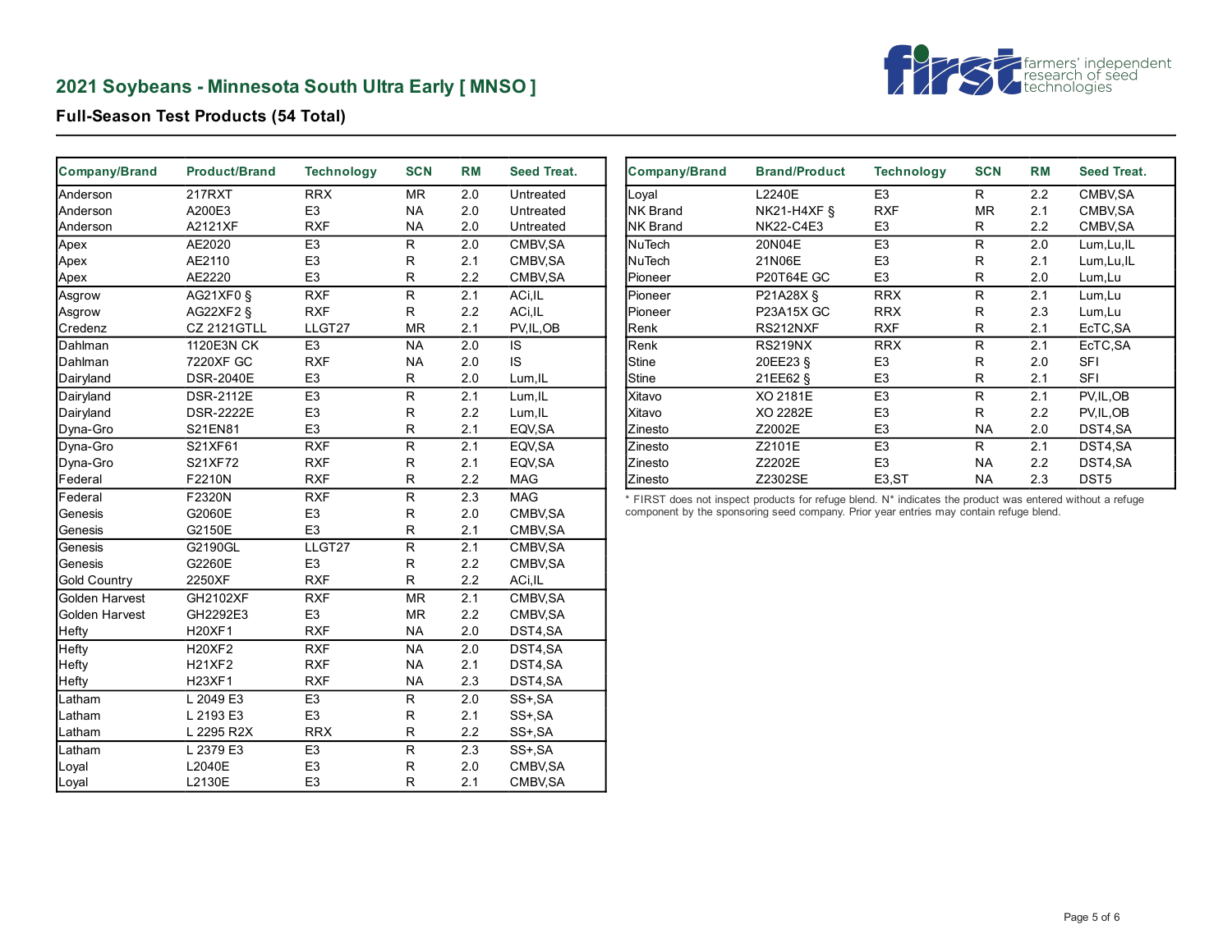## 2021 Soybeans - Minnesota South Ultra Early [ MNSO ]

### Full-Season Test Products (54 Total)

| Company/Brand | Product/Brand | Technology | SCN | RM | Seed Treat. |
|---|---|---|---|---|---|
| Anderson | 217RXT | RRX | MR | 2.0 | Untreated |
| Anderson | A200E3 | E3 | NA | 2.0 | Untreated |
| Anderson | A2121XF | RXF | NA | 2.0 | Untreated |
| Apex | AE2020 | E3 | R | 2.0 | CMBV,SA |
| Apex | AE2110 | E3 | R | 2.1 | CMBV,SA |
| Apex | AE2220 | E3 | R | 2.2 | CMBV,SA |
| Asgrow | AG21XF0 § | RXF | R | 2.1 | ACi,IL |
| Asgrow | AG22XF2 § | RXF | R | 2.2 | ACi,IL |
| Credenz | CZ 2121GTLL | LLGT27 | MR | 2.1 | PV,IL,OB |
| Dahlman | 1120E3N CK | E3 | NA | 2.0 | IS |
| Dahlman | 7220XF GC | RXF | NA | 2.0 | IS |
| Dairyland | DSR-2040E | E3 | R | 2.0 | Lum,IL |
| Dairyland | DSR-2112E | E3 | R | 2.1 | Lum,IL |
| Dairyland | DSR-2222E | E3 | R | 2.2 | Lum,IL |
| Dyna-Gro | S21EN81 | E3 | R | 2.1 | EQV,SA |
| Dyna-Gro | S21XF61 | RXF | R | 2.1 | EQV,SA |
| Dyna-Gro | S21XF72 | RXF | R | 2.1 | EQV,SA |
| Federal | F2210N | RXF | R | 2.2 | MAG |
| Federal | F2320N | RXF | R | 2.3 | MAG |
| Genesis | G2060E | E3 | R | 2.0 | CMBV,SA |
| Genesis | G2150E | E3 | R | 2.1 | CMBV,SA |
| Genesis | G2190GL | LLGT27 | R | 2.1 | CMBV,SA |
| Genesis | G2260E | E3 | R | 2.2 | CMBV,SA |
| Gold Country | 2250XF | RXF | R | 2.2 | ACi,IL |
| Golden Harvest | GH2102XF | RXF | MR | 2.1 | CMBV,SA |
| Golden Harvest | GH2292E3 | E3 | MR | 2.2 | CMBV,SA |
| Hefty | H20XF1 | RXF | NA | 2.0 | DST4,SA |
| Hefty | H20XF2 | RXF | NA | 2.0 | DST4,SA |
| Hefty | H21XF2 | RXF | NA | 2.1 | DST4,SA |
| Hefty | H23XF1 | RXF | NA | 2.3 | DST4,SA |
| Latham | L 2049 E3 | E3 | R | 2.0 | SS+,SA |
| Latham | L 2193 E3 | E3 | R | 2.1 | SS+,SA |
| Latham | L 2295 R2X | RRX | R | 2.2 | SS+,SA |
| Latham | L 2379 E3 | E3 | R | 2.3 | SS+,SA |
| Loyal | L2040E | E3 | R | 2.0 | CMBV,SA |
| Loyal | L2130E | E3 | R | 2.1 | CMBV,SA |
| Loyal | L2240E | E3 | R | 2.2 | CMBV,SA |
| NK Brand | NK21-H4XF § | RXF | MR | 2.1 | CMBV,SA |
| NK Brand | NK22-C4E3 | E3 | R | 2.2 | CMBV,SA |
| NuTech | 20N04E | E3 | R | 2.0 | Lum,Lu,IL |
| NuTech | 21N06E | E3 | R | 2.1 | Lum,Lu,IL |
| Pioneer | P20T64E GC | E3 | R | 2.0 | Lum,Lu |
| Pioneer | P21A28X § | RRX | R | 2.1 | Lum,Lu |
| Pioneer | P23A15X GC | RRX | R | 2.3 | Lum,Lu |
| Renk | RS212NXF | RXF | R | 2.1 | EcTC,SA |
| Renk | RS219NX | RRX | R | 2.1 | EcTC,SA |
| Stine | 20EE23 § | E3 | R | 2.0 | SFI |
| Stine | 21EE62 § | E3 | R | 2.1 | SFI |
| Xitavo | XO 2181E | E3 | R | 2.1 | PV,IL,OB |
| Xitavo | XO 2282E | E3 | R | 2.2 | PV,IL,OB |
| Zinesto | Z2002E | E3 | NA | 2.0 | DST4,SA |
| Zinesto | Z2101E | E3 | R | 2.1 | DST4,SA |
| Zinesto | Z2202E | E3 | NA | 2.2 | DST4,SA |
| Zinesto | Z2302SE | E3,ST | NA | 2.3 | DST5 |

* FIRST does not inspect products for refuge blend. N* indicates the product was entered without a refuge component by the sponsoring seed company. Prior year entries may contain refuge blend.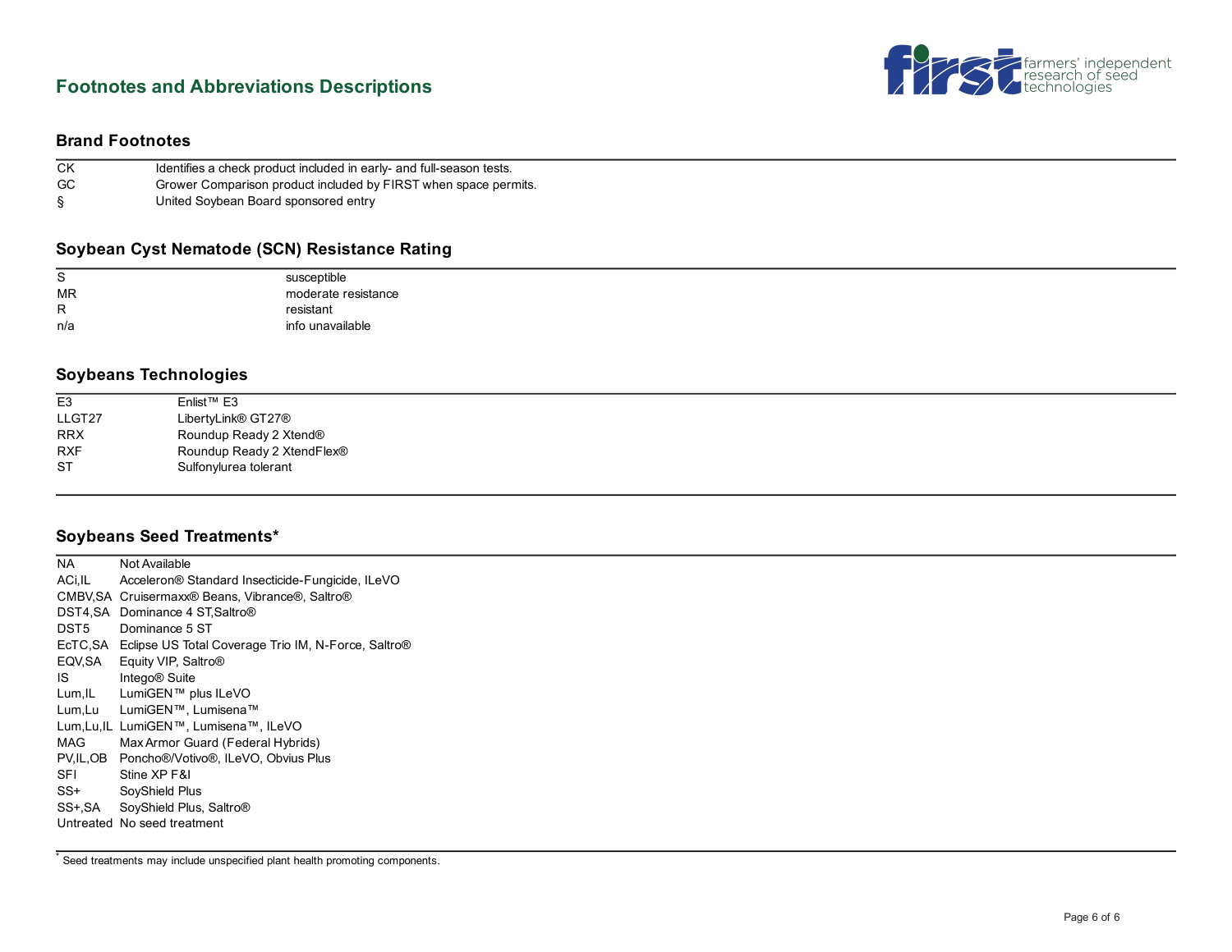## Footnotes and Abbreviations Descriptions

### Brand Footnotes

| | |
|---|---|
| CK | Identifies a check product included in early- and full-season tests. |
| GC | Grower Comparison product included by FIRST when space permits. |
| § | United Soybean Board sponsored entry |

### Soybean Cyst Nematode (SCN) Resistance Rating

| | |
|---|---|
| S | susceptible |
| MR | moderate resistance |
| R | resistant |
| n/a | info unavailable |

### Soybeans Technologies

| | |
|---|---|
| E3 | Enlist™ E3 |
| LLGT27 | LibertyLink® GT27® |
| RRX | Roundup Ready 2 Xtend® |
| RXF | Roundup Ready 2 XtendFlex® |
| ST | Sulfonylurea tolerant |

### Soybeans Seed Treatments*

| | |
|---|---|
| NA | Not Available |
| ACi,IL | Acceleron® Standard Insecticide-Fungicide, ILeVO |
| CMBV,SA | Cruisermaxx® Beans, Vibrance®, Saltro® |
| DST4,SA | Dominance 4 ST,Saltro® |
| DST5 | Dominance 5 ST |
| EcTC,SA | Eclipse US Total Coverage Trio IM, N-Force, Saltro® |
| EQV,SA | Equity VIP, Saltro® |
| IS | Intego® Suite |
| Lum,IL | LumiGEN™ plus ILeVO |
| Lum,Lu | LumiGEN™, Lumisena™ |
| Lum,Lu,IL | LumiGEN™, Lumisena™, ILeVO |
| MAG | Max Armor Guard (Federal Hybrids) |
| PV,IL,OB | Poncho®/Votivo®, ILeVO, Obvius Plus |
| SFI | Stine XP F&I |
| SS+ | SoyShield Plus |
| SS+,SA | SoyShield Plus, Saltro® |
| Untreated | No seed treatment |

* Seed treatments may include unspecified plant health promoting components.